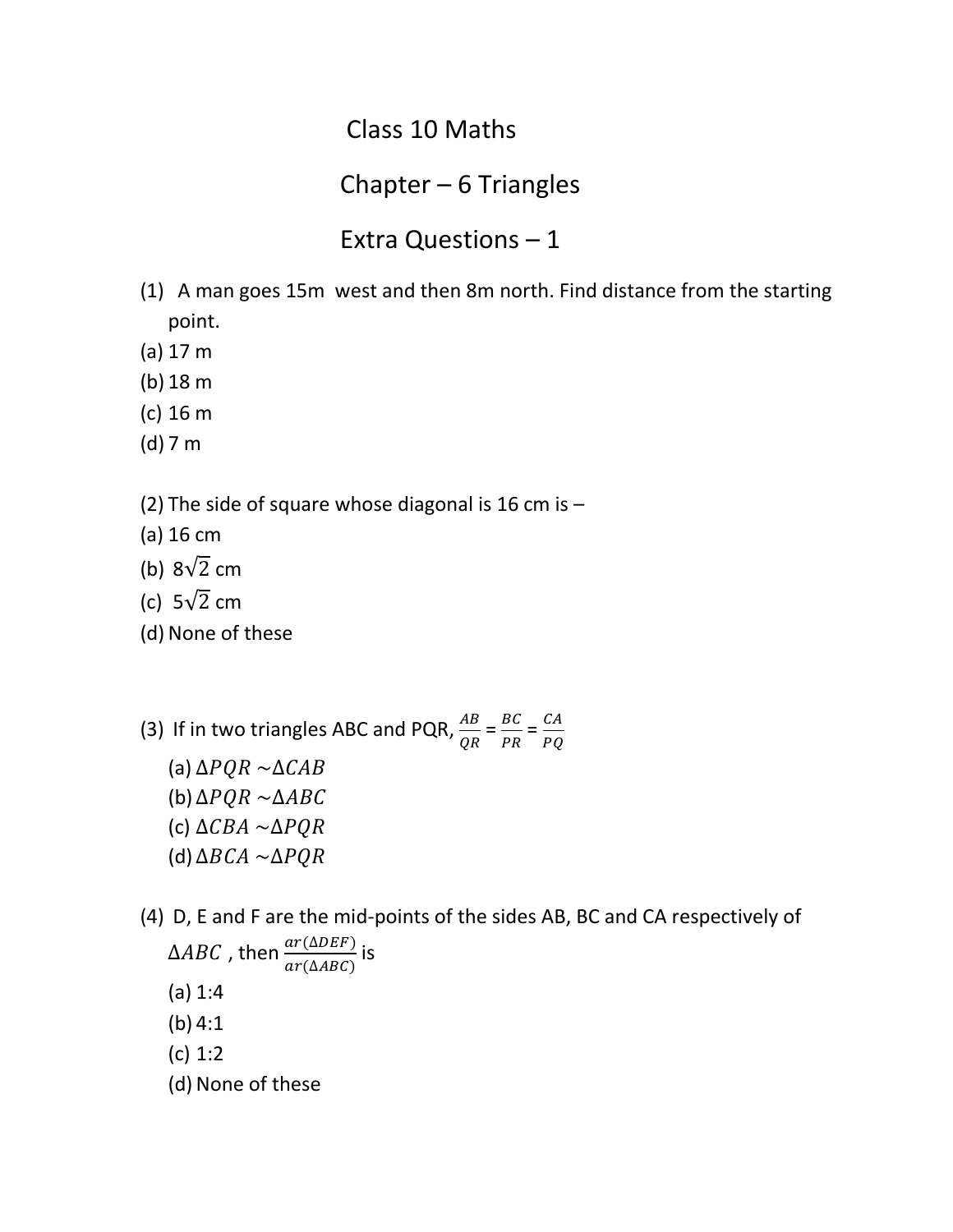# Class 10 Maths

## Chapter – 6 Triangles

## Extra Questions – 1

(1) A man goes 15m west and then 8m north. Find distance from the starting point.

(a) 17 m
(b) 18 m
(c) 16 m
(d) 7 m

(2) The side of square whose diagonal is 16 cm is –

(a) 16 cm
(b) $8\sqrt{2}$ cm
(c) $5\sqrt{2}$ cm
(d) None of these

(3) If in two triangles ABC and PQR, $\frac{AB}{QR} = \frac{BC}{PR} = \frac{CA}{PQ}$

(a) $\Delta PQR \sim \Delta CAB$
(b) $\Delta PQR \sim \Delta ABC$
(c) $\Delta CBA \sim \Delta PQR$
(d) $\Delta BCA \sim \Delta PQR$

(4) D, E and F are the mid-points of the sides AB, BC and CA respectively of $\Delta ABC$, then $\frac{ar(\Delta DEF)}{ar(\Delta ABC)}$ is

(a) 1:4
(b) 4:1
(c) 1:2
(d) None of these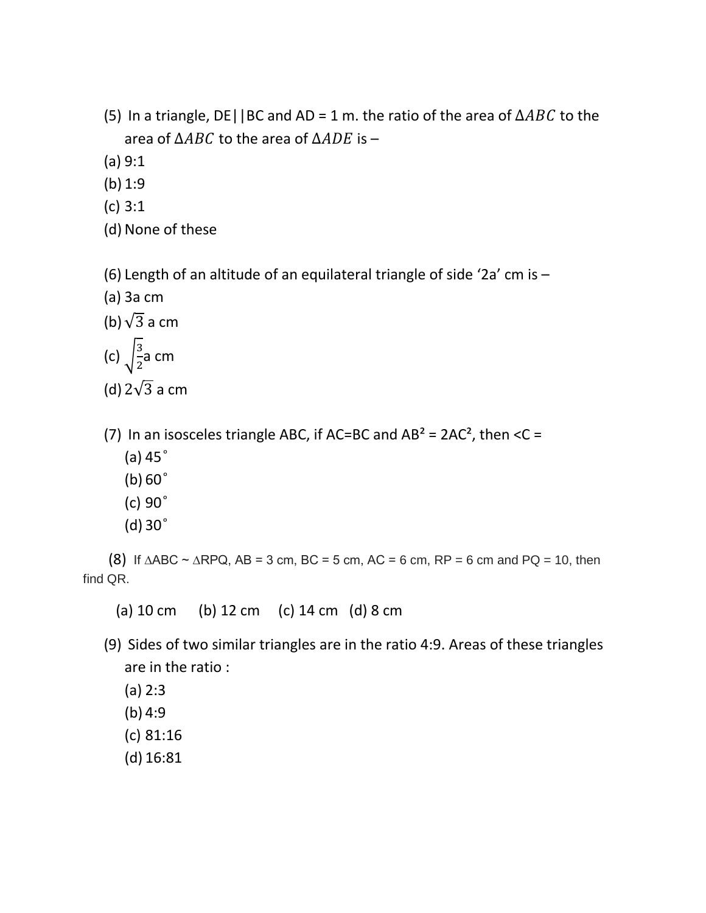(5) In a triangle, DE||BC and AD = 1 m. the ratio of the area of $\Delta ABC$ to the area of $\Delta ABC$ to the area of $\Delta ADE$ is –

(a) 9:1

(b) 1:9

(c) 3:1

(d) None of these

(6) Length of an altitude of an equilateral triangle of side '2a' cm is –

(a) 3a cm

(b) $\sqrt{3}$ a cm

(c) $\sqrt{\frac{3}{2}}$a cm

(d) $2\sqrt{3}$ a cm

(7) In an isosceles triangle ABC, if AC=BC and $AB^2 = 2AC^2$, then <C =

(a) 45˚

(b) 60˚

(c) 90˚

(d) 30˚

(8) If $\Delta ABC \sim \Delta RPQ$, AB = 3 cm, BC = 5 cm, AC = 6 cm, RP = 6 cm and PQ = 10, then find QR.

(a) 10 cm (b) 12 cm (c) 14 cm (d) 8 cm

(9) Sides of two similar triangles are in the ratio 4:9. Areas of these triangles are in the ratio :

(a) 2:3

(b) 4:9

(c) 81:16

(d) 16:81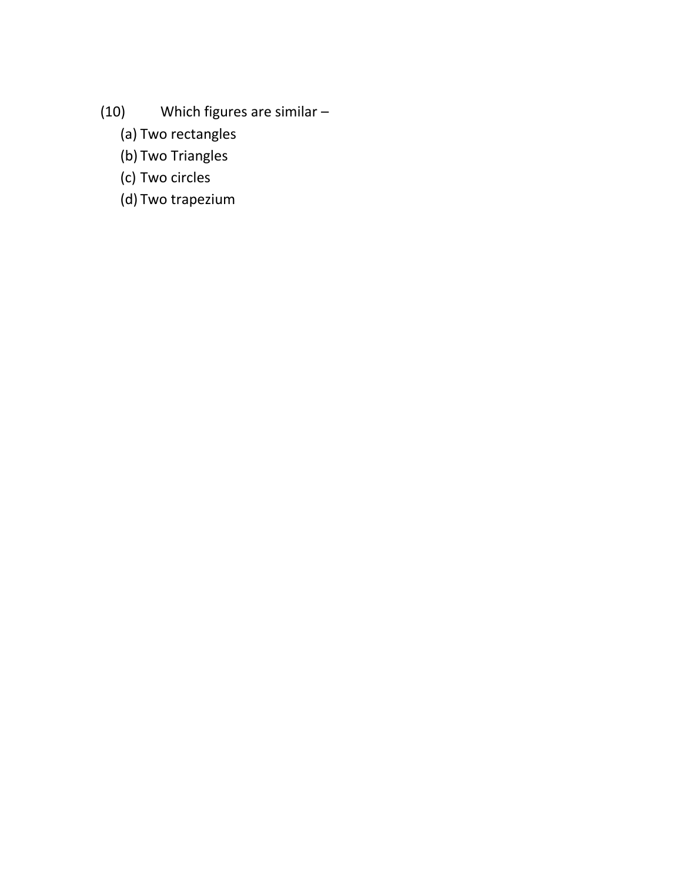(10) Which figures are similar –

(a) Two rectangles
(b) Two Triangles
(c) Two circles
(d) Two trapezium